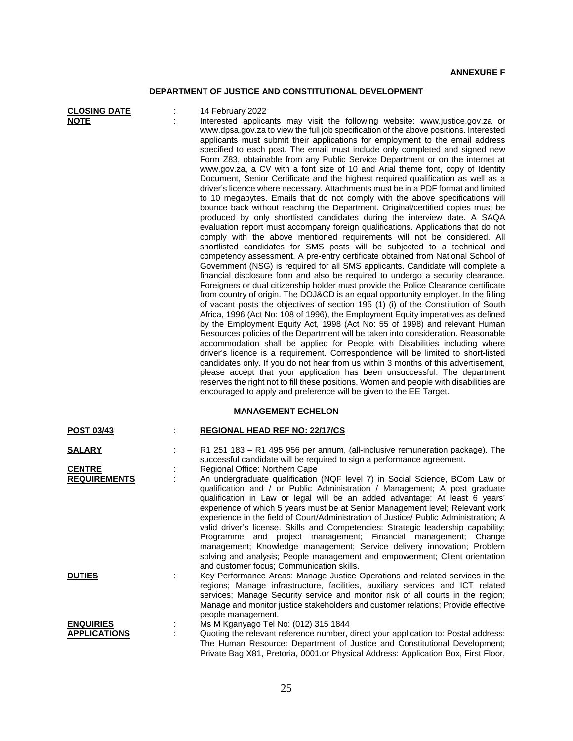**ANNEXURE F**

## DEPARTMENT OF JUSTICE AND CONSTITUTIONAL DEVELOPMENT

**CLOSING DATE** : 14 February 2022

**NOTE** : Interested applicants may visit the following website: www.justice.gov.za or www.dpsa.gov.za to view the full job specification of the above positions. Interested applicants must submit their applications for employment to the email address specified to each post. The email must include only completed and signed new Form Z83, obtainable from any Public Service Department or on the internet at www.gov.za, a CV with a font size of 10 and Arial theme font, copy of Identity Document, Senior Certificate and the highest required qualification as well as a driver's licence where necessary. Attachments must be in a PDF format and limited to 10 megabytes. Emails that do not comply with the above specifications will bounce back without reaching the Department. Original/certified copies must be produced by only shortlisted candidates during the interview date. A SAQA evaluation report must accompany foreign qualifications. Applications that do not comply with the above mentioned requirements will not be considered. All shortlisted candidates for SMS posts will be subjected to a technical and competency assessment. A pre-entry certificate obtained from National School of Government (NSG) is required for all SMS applicants. Candidate will complete a financial disclosure form and also be required to undergo a security clearance. Foreigners or dual citizenship holder must provide the Police Clearance certificate from country of origin. The DOJ&CD is an equal opportunity employer. In the filling of vacant posts the objectives of section 195 (1) (i) of the Constitution of South Africa, 1996 (Act No: 108 of 1996), the Employment Equity imperatives as defined by the Employment Equity Act, 1998 (Act No: 55 of 1998) and relevant Human Resources policies of the Department will be taken into consideration. Reasonable accommodation shall be applied for People with Disabilities including where driver's licence is a requirement. Correspondence will be limited to short-listed candidates only. If you do not hear from us within 3 months of this advertisement, please accept that your application has been unsuccessful. The department reserves the right not to fill these positions. Women and people with disabilities are encouraged to apply and preference will be given to the EE Target.

### MANAGEMENT ECHELON

**POST 03/43** : **REGIONAL HEAD REF NO: 22/17/CS**

**SALARY** : R1 251 183 – R1 495 956 per annum, (all-inclusive remuneration package). The successful candidate will be required to sign a performance agreement.

**CENTRE** : Regional Office: Northern Cape

**REQUIREMENTS** : An undergraduate qualification (NQF level 7) in Social Science, BCom Law or qualification and / or Public Administration / Management; A post graduate qualification in Law or legal will be an added advantage; At least 6 years' experience of which 5 years must be at Senior Management level; Relevant work experience in the field of Court/Administration of Justice/ Public Administration; A valid driver's license. Skills and Competencies: Strategic leadership capability; Programme and project management; Financial management; Change management; Knowledge management; Service delivery innovation; Problem solving and analysis; People management and empowerment; Client orientation and customer focus; Communication skills.

**DUTIES** : Key Performance Areas: Manage Justice Operations and related services in the regions; Manage infrastructure, facilities, auxiliary services and ICT related services; Manage Security service and monitor risk of all courts in the region; Manage and monitor justice stakeholders and customer relations; Provide effective people management.

**ENQUIRIES** : Ms M Kganyago Tel No: (012) 315 1844

**APPLICATIONS** : Quoting the relevant reference number, direct your application to: Postal address: The Human Resource: Department of Justice and Constitutional Development; Private Bag X81, Pretoria, 0001.or Physical Address: Application Box, First Floor,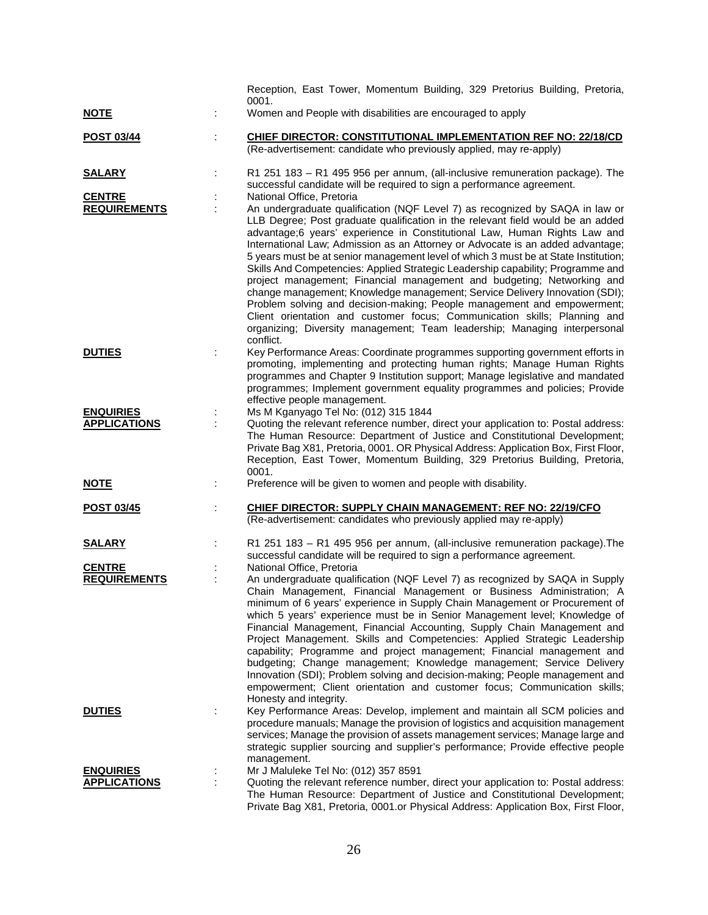Reception, East Tower, Momentum Building, 329 Pretorius Building, Pretoria, 0001.

**NOTE** : Women and People with disabilities are encouraged to apply

**POST 03/44** : **CHIEF DIRECTOR: CONSTITUTIONAL IMPLEMENTATION REF NO: 22/18/CD**
(Re-advertisement: candidate who previously applied, may re-apply)

**SALARY** : R1 251 183 – R1 495 956 per annum, (all-inclusive remuneration package). The successful candidate will be required to sign a performance agreement.

**CENTRE** : National Office, Pretoria

**REQUIREMENTS** : An undergraduate qualification (NQF Level 7) as recognized by SAQA in law or LLB Degree; Post graduate qualification in the relevant field would be an added advantage;6 years' experience in Constitutional Law, Human Rights Law and International Law; Admission as an Attorney or Advocate is an added advantage; 5 years must be at senior management level of which 3 must be at State Institution; Skills And Competencies: Applied Strategic Leadership capability; Programme and project management; Financial management and budgeting; Networking and change management; Knowledge management; Service Delivery Innovation (SDI); Problem solving and decision-making; People management and empowerment; Client orientation and customer focus; Communication skills; Planning and organizing; Diversity management; Team leadership; Managing interpersonal conflict.

**DUTIES** : Key Performance Areas: Coordinate programmes supporting government efforts in promoting, implementing and protecting human rights; Manage Human Rights programmes and Chapter 9 Institution support; Manage legislative and mandated programmes; Implement government equality programmes and policies; Provide effective people management.

**ENQUIRIES** : Ms M Kganyago Tel No: (012) 315 1844

**APPLICATIONS** : Quoting the relevant reference number, direct your application to: Postal address: The Human Resource: Department of Justice and Constitutional Development; Private Bag X81, Pretoria, 0001. OR Physical Address: Application Box, First Floor, Reception, East Tower, Momentum Building, 329 Pretorius Building, Pretoria, 0001.

**NOTE** : Preference will be given to women and people with disability.

**POST 03/45** : **CHIEF DIRECTOR: SUPPLY CHAIN MANAGEMENT: REF NO: 22/19/CFO**
(Re-advertisement: candidates who previously applied may re-apply)

**SALARY** : R1 251 183 – R1 495 956 per annum, (all-inclusive remuneration package).The successful candidate will be required to sign a performance agreement.

**CENTRE** : National Office, Pretoria

**REQUIREMENTS** : An undergraduate qualification (NQF Level 7) as recognized by SAQA in Supply Chain Management, Financial Management or Business Administration; A minimum of 6 years' experience in Supply Chain Management or Procurement of which 5 years' experience must be in Senior Management level; Knowledge of Financial Management, Financial Accounting, Supply Chain Management and Project Management. Skills and Competencies: Applied Strategic Leadership capability; Programme and project management; Financial management and budgeting; Change management; Knowledge management; Service Delivery Innovation (SDI); Problem solving and decision-making; People management and empowerment; Client orientation and customer focus; Communication skills; Honesty and integrity.

**DUTIES** : Key Performance Areas: Develop, implement and maintain all SCM policies and procedure manuals; Manage the provision of logistics and acquisition management services; Manage the provision of assets management services; Manage large and strategic supplier sourcing and supplier's performance; Provide effective people management.

**ENQUIRIES** : Mr J Maluleke Tel No: (012) 357 8591

**APPLICATIONS** : Quoting the relevant reference number, direct your application to: Postal address: The Human Resource: Department of Justice and Constitutional Development; Private Bag X81, Pretoria, 0001.or Physical Address: Application Box, First Floor,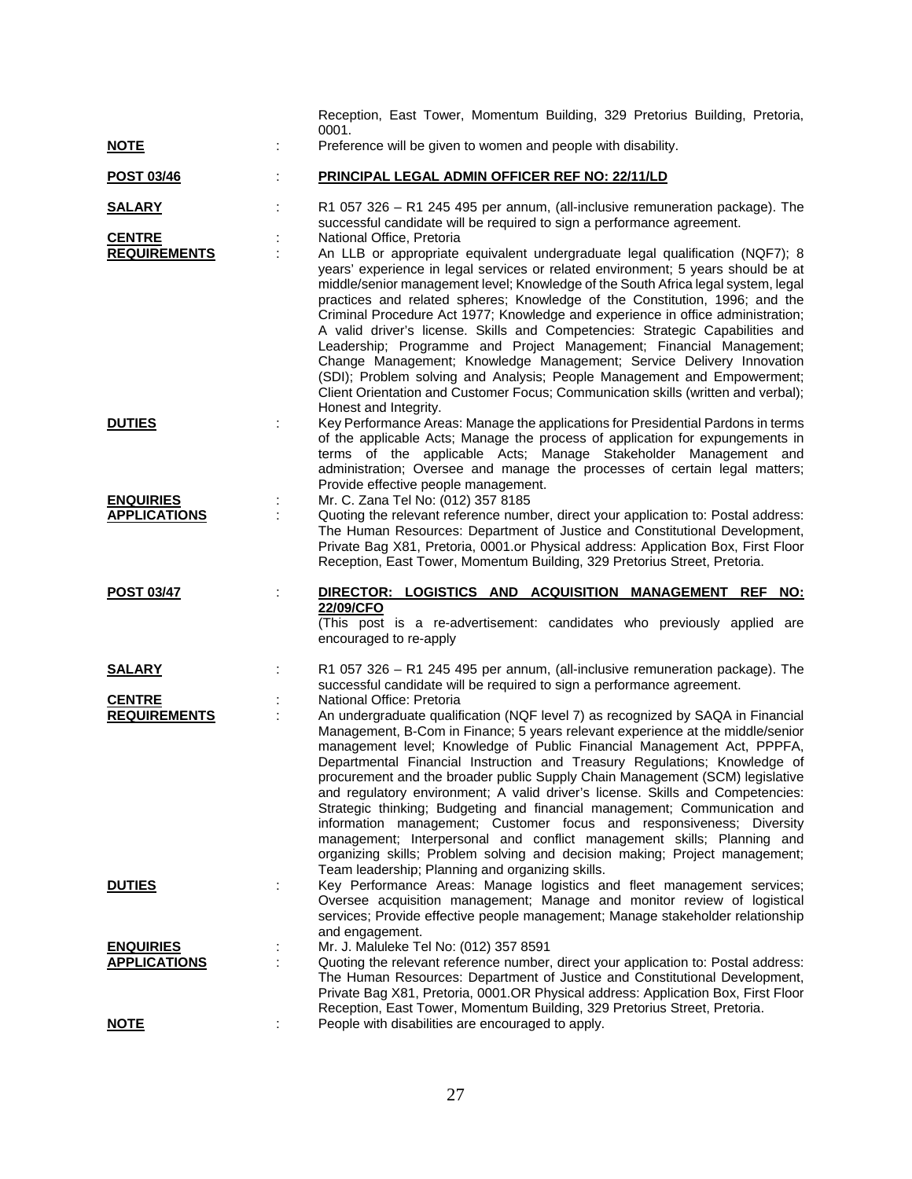Reception, East Tower, Momentum Building, 329 Pretorius Building, Pretoria, 0001.

**NOTE** : Preference will be given to women and people with disability.

**POST 03/46** : **PRINCIPAL LEGAL ADMIN OFFICER REF NO: 22/11/LD**

**SALARY** : R1 057 326 – R1 245 495 per annum, (all-inclusive remuneration package). The successful candidate will be required to sign a performance agreement.

**CENTRE** : National Office, Pretoria

**REQUIREMENTS** : An LLB or appropriate equivalent undergraduate legal qualification (NQF7); 8 years' experience in legal services or related environment; 5 years should be at middle/senior management level; Knowledge of the South Africa legal system, legal practices and related spheres; Knowledge of the Constitution, 1996; and the Criminal Procedure Act 1977; Knowledge and experience in office administration; A valid driver's license. Skills and Competencies: Strategic Capabilities and Leadership; Programme and Project Management; Financial Management; Change Management; Knowledge Management; Service Delivery Innovation (SDI); Problem solving and Analysis; People Management and Empowerment; Client Orientation and Customer Focus; Communication skills (written and verbal); Honest and Integrity.

**DUTIES** : Key Performance Areas: Manage the applications for Presidential Pardons in terms of the applicable Acts; Manage the process of application for expungements in terms of the applicable Acts; Manage Stakeholder Management and administration; Oversee and manage the processes of certain legal matters; Provide effective people management.

**ENQUIRIES** : Mr. C. Zana Tel No: (012) 357 8185

**APPLICATIONS** : Quoting the relevant reference number, direct your application to: Postal address: The Human Resources: Department of Justice and Constitutional Development, Private Bag X81, Pretoria, 0001.or Physical address: Application Box, First Floor Reception, East Tower, Momentum Building, 329 Pretorius Street, Pretoria.

**POST 03/47** : **DIRECTOR: LOGISTICS AND ACQUISITION MANAGEMENT REF NO: 22/09/CFO**

(This post is a re-advertisement: candidates who previously applied are encouraged to re-apply

**SALARY** : R1 057 326 – R1 245 495 per annum, (all-inclusive remuneration package). The successful candidate will be required to sign a performance agreement.

**CENTRE** : National Office: Pretoria

**REQUIREMENTS** : An undergraduate qualification (NQF level 7) as recognized by SAQA in Financial Management, B-Com in Finance; 5 years relevant experience at the middle/senior management level; Knowledge of Public Financial Management Act, PPPFA, Departmental Financial Instruction and Treasury Regulations; Knowledge of procurement and the broader public Supply Chain Management (SCM) legislative and regulatory environment; A valid driver's license. Skills and Competencies: Strategic thinking; Budgeting and financial management; Communication and information management; Customer focus and responsiveness; Diversity management; Interpersonal and conflict management skills; Planning and organizing skills; Problem solving and decision making; Project management; Team leadership; Planning and organizing skills.

**DUTIES** : Key Performance Areas: Manage logistics and fleet management services; Oversee acquisition management; Manage and monitor review of logistical services; Provide effective people management; Manage stakeholder relationship and engagement.

**ENQUIRIES** : Mr. J. Maluleke Tel No: (012) 357 8591

**APPLICATIONS** : Quoting the relevant reference number, direct your application to: Postal address: The Human Resources: Department of Justice and Constitutional Development, Private Bag X81, Pretoria, 0001.OR Physical address: Application Box, First Floor Reception, East Tower, Momentum Building, 329 Pretorius Street, Pretoria.

**NOTE** : People with disabilities are encouraged to apply.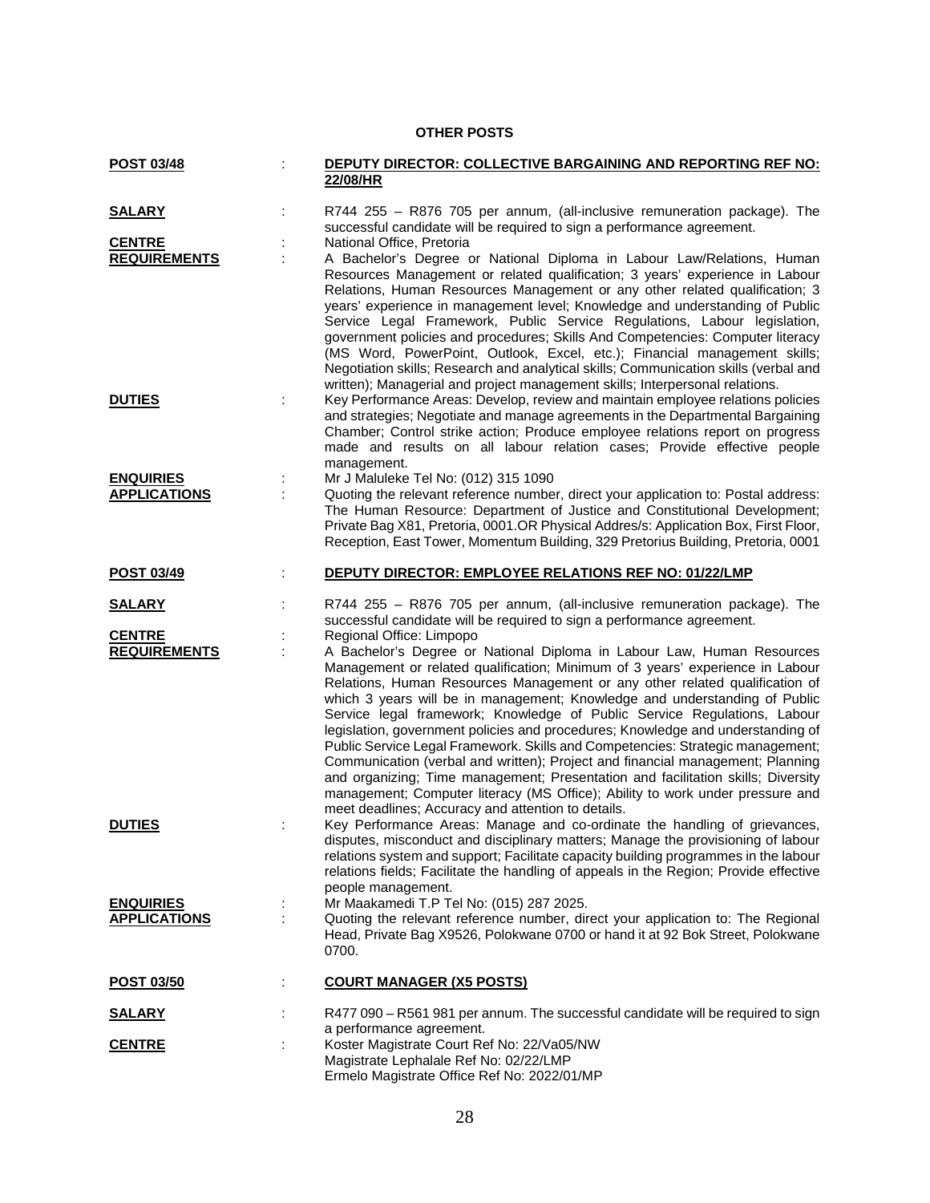## OTHER POSTS

**POST 03/48** : **DEPUTY DIRECTOR: COLLECTIVE BARGAINING AND REPORTING REF NO: 22/08/HR**

**SALARY** : R744 255 – R876 705 per annum, (all-inclusive remuneration package). The successful candidate will be required to sign a performance agreement.

**CENTRE** : National Office, Pretoria

**REQUIREMENTS** : A Bachelor's Degree or National Diploma in Labour Law/Relations, Human Resources Management or related qualification; 3 years' experience in Labour Relations, Human Resources Management or any other related qualification; 3 years' experience in management level; Knowledge and understanding of Public Service Legal Framework, Public Service Regulations, Labour legislation, government policies and procedures; Skills And Competencies: Computer literacy (MS Word, PowerPoint, Outlook, Excel, etc.); Financial management skills; Negotiation skills; Research and analytical skills; Communication skills (verbal and written); Managerial and project management skills; Interpersonal relations.

**DUTIES** : Key Performance Areas: Develop, review and maintain employee relations policies and strategies; Negotiate and manage agreements in the Departmental Bargaining Chamber; Control strike action; Produce employee relations report on progress made and results on all labour relation cases; Provide effective people management.

**ENQUIRIES** : Mr J Maluleke Tel No: (012) 315 1090

**APPLICATIONS** : Quoting the relevant reference number, direct your application to: Postal address: The Human Resource: Department of Justice and Constitutional Development; Private Bag X81, Pretoria, 0001.OR Physical Addres/s: Application Box, First Floor, Reception, East Tower, Momentum Building, 329 Pretorius Building, Pretoria, 0001

**POST 03/49** : **DEPUTY DIRECTOR: EMPLOYEE RELATIONS REF NO: 01/22/LMP**

**SALARY** : R744 255 – R876 705 per annum, (all-inclusive remuneration package). The successful candidate will be required to sign a performance agreement.

**CENTRE** : Regional Office: Limpopo

**REQUIREMENTS** : A Bachelor's Degree or National Diploma in Labour Law, Human Resources Management or related qualification; Minimum of 3 years' experience in Labour Relations, Human Resources Management or any other related qualification of which 3 years will be in management; Knowledge and understanding of Public Service legal framework; Knowledge of Public Service Regulations, Labour legislation, government policies and procedures; Knowledge and understanding of Public Service Legal Framework. Skills and Competencies: Strategic management; Communication (verbal and written); Project and financial management; Planning and organizing; Time management; Presentation and facilitation skills; Diversity management; Computer literacy (MS Office); Ability to work under pressure and meet deadlines; Accuracy and attention to details.

**DUTIES** : Key Performance Areas: Manage and co-ordinate the handling of grievances, disputes, misconduct and disciplinary matters; Manage the provisioning of labour relations system and support; Facilitate capacity building programmes in the labour relations fields; Facilitate the handling of appeals in the Region; Provide effective people management.

**ENQUIRIES** : Mr Maakamedi T.P Tel No: (015) 287 2025.

**APPLICATIONS** : Quoting the relevant reference number, direct your application to: The Regional Head, Private Bag X9526, Polokwane 0700 or hand it at 92 Bok Street, Polokwane 0700.

**POST 03/50** : **COURT MANAGER (X5 POSTS)**

**SALARY** : R477 090 – R561 981 per annum. The successful candidate will be required to sign a performance agreement.

**CENTRE** : Koster Magistrate Court Ref No: 22/Va05/NW
Magistrate Lephalale Ref No: 02/22/LMP
Ermelo Magistrate Office Ref No: 2022/01/MP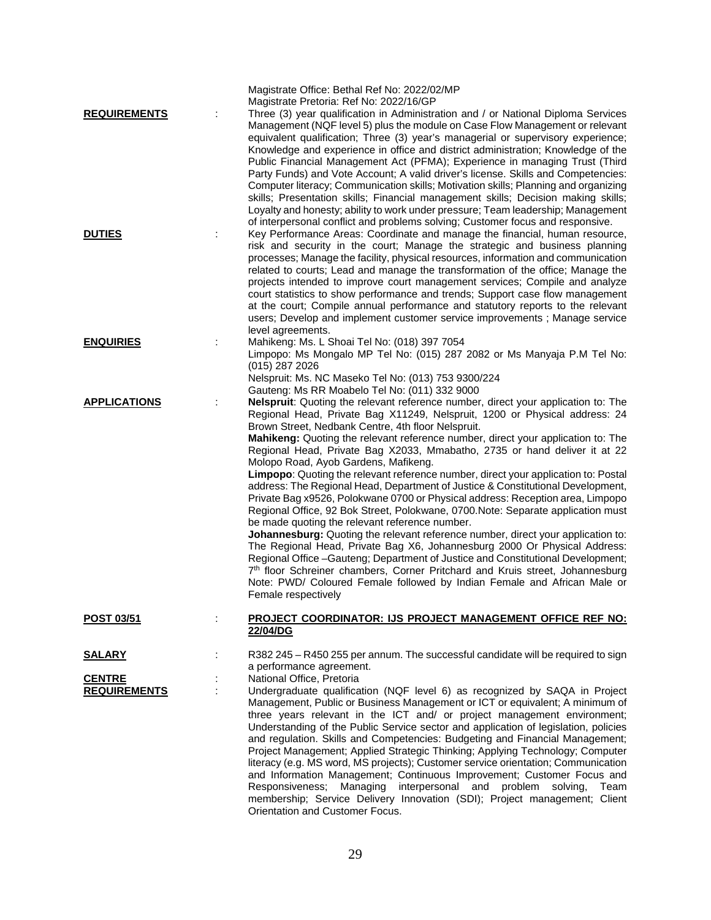Magistrate Office: Bethal Ref No: 2022/02/MP
Magistrate Pretoria: Ref No: 2022/16/GP

**REQUIREMENTS** : Three (3) year qualification in Administration and / or National Diploma Services Management (NQF level 5) plus the module on Case Flow Management or relevant equivalent qualification; Three (3) year's managerial or supervisory experience; Knowledge and experience in office and district administration; Knowledge of the Public Financial Management Act (PFMA); Experience in managing Trust (Third Party Funds) and Vote Account; A valid driver's license. Skills and Competencies: Computer literacy; Communication skills; Motivation skills; Planning and organizing skills; Presentation skills; Financial management skills; Decision making skills; Loyalty and honesty; ability to work under pressure; Team leadership; Management of interpersonal conflict and problems solving; Customer focus and responsive.

**DUTIES** : Key Performance Areas: Coordinate and manage the financial, human resource, risk and security in the court; Manage the strategic and business planning processes; Manage the facility, physical resources, information and communication related to courts; Lead and manage the transformation of the office; Manage the projects intended to improve court management services; Compile and analyze court statistics to show performance and trends; Support case flow management at the court; Compile annual performance and statutory reports to the relevant users; Develop and implement customer service improvements ; Manage service level agreements.

**ENQUIRIES** : Mahikeng: Ms. L Shoai Tel No: (018) 397 7054
Limpopo: Ms Mongalo MP Tel No: (015) 287 2082 or Ms Manyaja P.M Tel No: (015) 287 2026
Nelspruit: Ms. NC Maseko Tel No: (013) 753 9300/224
Gauteng: Ms RR Moabelo Tel No: (011) 332 9000

**APPLICATIONS** : **Nelspruit**: Quoting the relevant reference number, direct your application to: The Regional Head, Private Bag X11249, Nelspruit, 1200 or Physical address: 24 Brown Street, Nedbank Centre, 4th floor Nelspruit.
**Mahikeng:** Quoting the relevant reference number, direct your application to: The Regional Head, Private Bag X2033, Mmabatho, 2735 or hand deliver it at 22 Molopo Road, Ayob Gardens, Mafikeng.
**Limpopo**: Quoting the relevant reference number, direct your application to: Postal address: The Regional Head, Department of Justice & Constitutional Development, Private Bag x9526, Polokwane 0700 or Physical address: Reception area, Limpopo Regional Office, 92 Bok Street, Polokwane, 0700.Note: Separate application must be made quoting the relevant reference number.
**Johannesburg:** Quoting the relevant reference number, direct your application to: The Regional Head, Private Bag X6, Johannesburg 2000 Or Physical Address: Regional Office –Gauteng; Department of Justice and Constitutional Development; 7th floor Schreiner chambers, Corner Pritchard and Kruis street, Johannesburg
Note: PWD/ Coloured Female followed by Indian Female and African Male or Female respectively

**POST 03/51** : **PROJECT COORDINATOR: IJS PROJECT MANAGEMENT OFFICE REF NO: 22/04/DG**

**SALARY** : R382 245 – R450 255 per annum. The successful candidate will be required to sign a performance agreement.

**CENTRE** : National Office, Pretoria

**REQUIREMENTS** : Undergraduate qualification (NQF level 6) as recognized by SAQA in Project Management, Public or Business Management or ICT or equivalent; A minimum of three years relevant in the ICT and/ or project management environment; Understanding of the Public Service sector and application of legislation, policies and regulation. Skills and Competencies: Budgeting and Financial Management; Project Management; Applied Strategic Thinking; Applying Technology; Computer literacy (e.g. MS word, MS projects); Customer service orientation; Communication and Information Management; Continuous Improvement; Customer Focus and Responsiveness; Managing interpersonal and problem solving, Team membership; Service Delivery Innovation (SDI); Project management; Client Orientation and Customer Focus.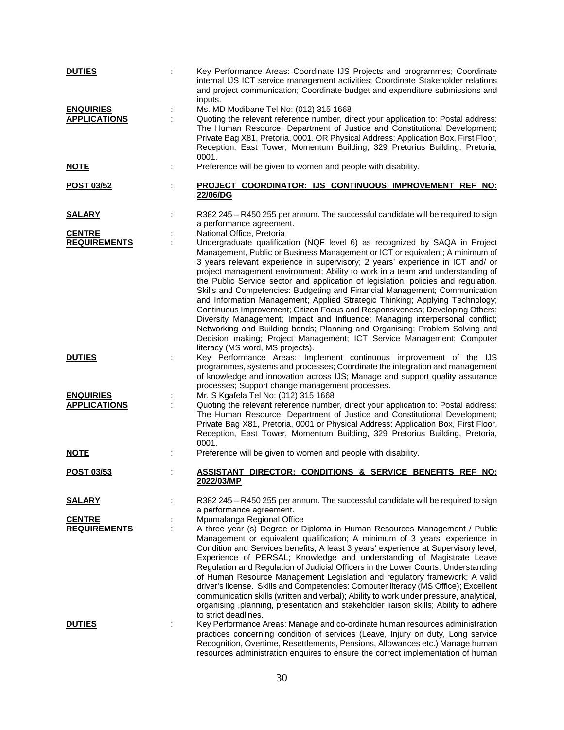**DUTIES** : Key Performance Areas: Coordinate IJS Projects and programmes; Coordinate internal IJS ICT service management activities; Coordinate Stakeholder relations and project communication; Coordinate budget and expenditure submissions and inputs.

**ENQUIRIES** : Ms. MD Modibane Tel No: (012) 315 1668

**APPLICATIONS** : Quoting the relevant reference number, direct your application to: Postal address: The Human Resource: Department of Justice and Constitutional Development; Private Bag X81, Pretoria, 0001. OR Physical Address: Application Box, First Floor, Reception, East Tower, Momentum Building, 329 Pretorius Building, Pretoria, 0001.

**NOTE** : Preference will be given to women and people with disability.

**POST 03/52** : **PROJECT COORDINATOR: IJS CONTINUOUS IMPROVEMENT REF NO: 22/06/DG**

**SALARY** : R382 245 – R450 255 per annum. The successful candidate will be required to sign a performance agreement.

**CENTRE** : National Office, Pretoria

**REQUIREMENTS** : Undergraduate qualification (NQF level 6) as recognized by SAQA in Project Management, Public or Business Management or ICT or equivalent; A minimum of 3 years relevant experience in supervisory; 2 years' experience in ICT and/ or project management environment; Ability to work in a team and understanding of the Public Service sector and application of legislation, policies and regulation. Skills and Competencies: Budgeting and Financial Management; Communication and Information Management; Applied Strategic Thinking; Applying Technology; Continuous Improvement; Citizen Focus and Responsiveness; Developing Others; Diversity Management; Impact and Influence; Managing interpersonal conflict; Networking and Building bonds; Planning and Organising; Problem Solving and Decision making; Project Management; ICT Service Management; Computer literacy (MS word, MS projects).

**DUTIES** : Key Performance Areas: Implement continuous improvement of the IJS programmes, systems and processes; Coordinate the integration and management of knowledge and innovation across IJS; Manage and support quality assurance processes; Support change management processes.

**ENQUIRIES** : Mr. S Kgafela Tel No: (012) 315 1668

**APPLICATIONS** : Quoting the relevant reference number, direct your application to: Postal address: The Human Resource: Department of Justice and Constitutional Development; Private Bag X81, Pretoria, 0001 or Physical Address: Application Box, First Floor, Reception, East Tower, Momentum Building, 329 Pretorius Building, Pretoria, 0001.

**NOTE** : Preference will be given to women and people with disability.

**POST 03/53** : **ASSISTANT DIRECTOR: CONDITIONS & SERVICE BENEFITS REF NO: 2022/03/MP**

**SALARY** : R382 245 – R450 255 per annum. The successful candidate will be required to sign a performance agreement.

**CENTRE** : Mpumalanga Regional Office

**REQUIREMENTS** : A three year (s) Degree or Diploma in Human Resources Management / Public Management or equivalent qualification; A minimum of 3 years' experience in Condition and Services benefits; A least 3 years' experience at Supervisory level; Experience of PERSAL; Knowledge and understanding of Magistrate Leave Regulation and Regulation of Judicial Officers in the Lower Courts; Understanding of Human Resource Management Legislation and regulatory framework; A valid driver's license. Skills and Competencies: Computer literacy (MS Office); Excellent communication skills (written and verbal); Ability to work under pressure, analytical, organising ,planning, presentation and stakeholder liaison skills; Ability to adhere to strict deadlines.

**DUTIES** : Key Performance Areas: Manage and co-ordinate human resources administration practices concerning condition of services (Leave, Injury on duty, Long service Recognition, Overtime, Resettlements, Pensions, Allowances etc.) Manage human resources administration enquires to ensure the correct implementation of human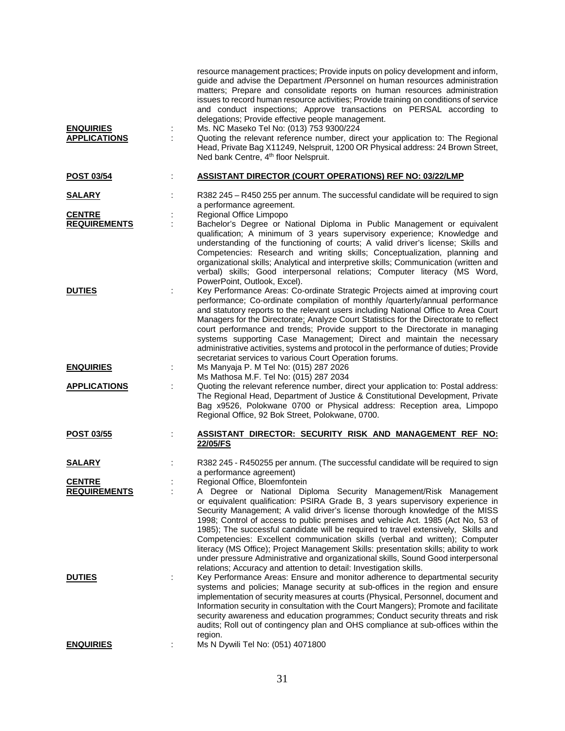resource management practices; Provide inputs on policy development and inform, guide and advise the Department /Personnel on human resources administration matters; Prepare and consolidate reports on human resources administration issues to record human resource activities; Provide training on conditions of service and conduct inspections; Approve transactions on PERSAL according to delegations; Provide effective people management.

**ENQUIRIES** : Ms. NC Maseko Tel No: (013) 753 9300/224

**APPLICATIONS** : Quoting the relevant reference number, direct your application to: The Regional Head, Private Bag X11249, Nelspruit, 1200 OR Physical address: 24 Brown Street, Ned bank Centre, 4th floor Nelspruit.

**POST 03/54** : **ASSISTANT DIRECTOR (COURT OPERATIONS) REF NO: 03/22/LMP**

**SALARY** : R382 245 – R450 255 per annum. The successful candidate will be required to sign a performance agreement.

**CENTRE** : Regional Office Limpopo

**REQUIREMENTS** : Bachelor's Degree or National Diploma in Public Management or equivalent qualification; A minimum of 3 years supervisory experience; Knowledge and understanding of the functioning of courts; A valid driver's license; Skills and Competencies: Research and writing skills; Conceptualization, planning and organizational skills; Analytical and interpretive skills; Communication (written and verbal) skills; Good interpersonal relations; Computer literacy (MS Word, PowerPoint, Outlook, Excel).

**DUTIES** : Key Performance Areas: Co-ordinate Strategic Projects aimed at improving court performance; Co-ordinate compilation of monthly /quarterly/annual performance and statutory reports to the relevant users including National Office to Area Court Managers for the Directorate; Analyze Court Statistics for the Directorate to reflect court performance and trends; Provide support to the Directorate in managing systems supporting Case Management; Direct and maintain the necessary administrative activities, systems and protocol in the performance of duties; Provide secretariat services to various Court Operation forums.

**ENQUIRIES** : Ms Manyaja P. M Tel No: (015) 287 2026
Ms Mathosa M.F. Tel No: (015) 287 2034

**APPLICATIONS** : Quoting the relevant reference number, direct your application to: Postal address: The Regional Head, Department of Justice & Constitutional Development, Private Bag x9526, Polokwane 0700 or Physical address: Reception area, Limpopo Regional Office, 92 Bok Street, Polokwane, 0700.

**POST 03/55** : **ASSISTANT DIRECTOR: SECURITY RISK AND MANAGEMENT REF NO: 22/05/FS**

**SALARY** : R382 245 - R450255 per annum. (The successful candidate will be required to sign a performance agreement)

**CENTRE** : Regional Office, Bloemfontein

**REQUIREMENTS** : A Degree or National Diploma Security Management/Risk Management or equivalent qualification: PSIRA Grade B, 3 years supervisory experience in Security Management; A valid driver's license thorough knowledge of the MISS 1998; Control of access to public premises and vehicle Act. 1985 (Act No, 53 of 1985); The successful candidate will be required to travel extensively, Skills and Competencies: Excellent communication skills (verbal and written); Computer literacy (MS Office); Project Management Skills: presentation skills; ability to work under pressure Administrative and organizational skills, Sound Good interpersonal relations; Accuracy and attention to detail: Investigation skills.

**DUTIES** : Key Performance Areas: Ensure and monitor adherence to departmental security systems and policies; Manage security at sub-offices in the region and ensure implementation of security measures at courts (Physical, Personnel, document and Information security in consultation with the Court Mangers); Promote and facilitate security awareness and education programmes; Conduct security threats and risk audits; Roll out of contingency plan and OHS compliance at sub-offices within the region.

**ENQUIRIES** : Ms N Dywili Tel No: (051) 4071800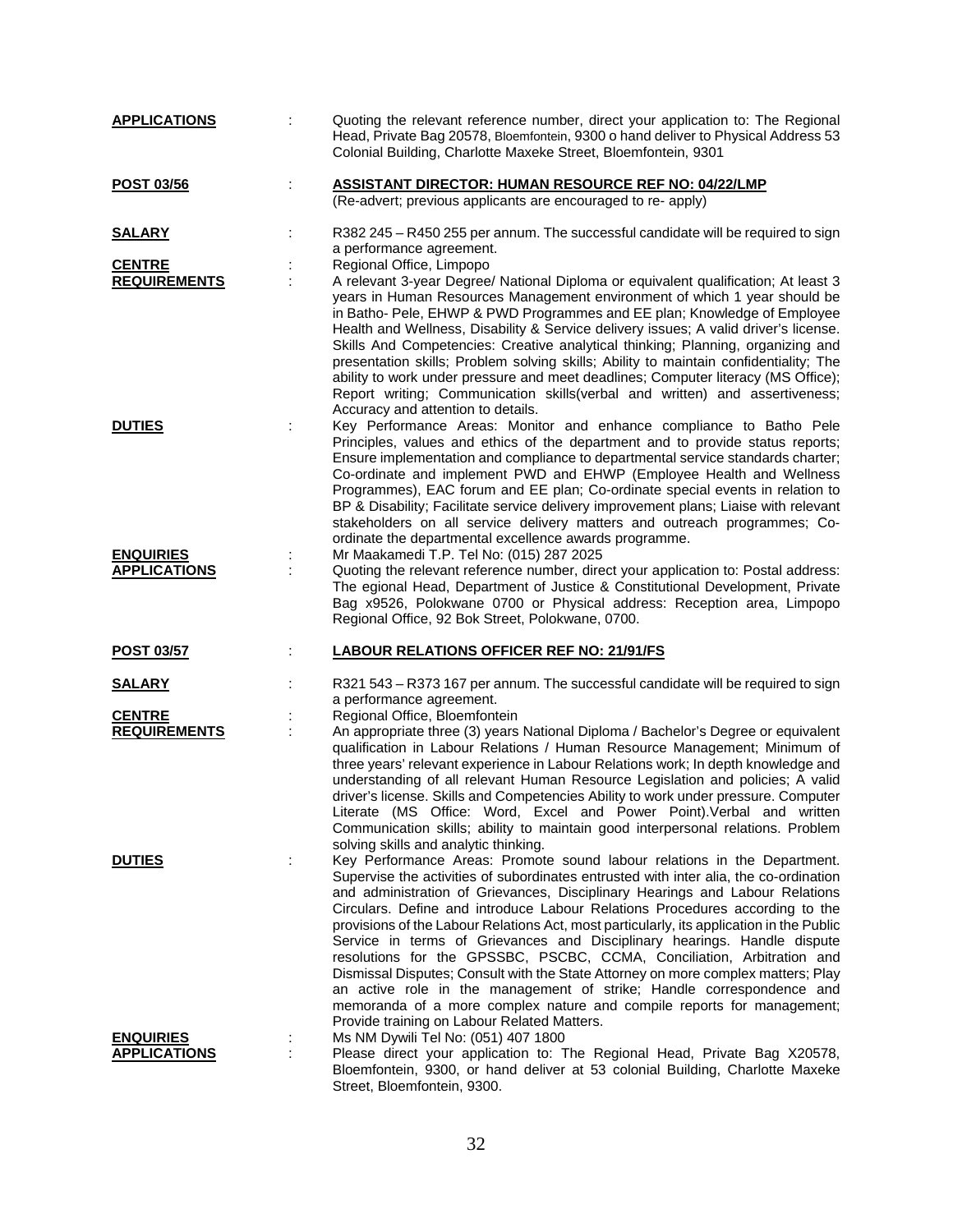**APPLICATIONS** : Quoting the relevant reference number, direct your application to: The Regional Head, Private Bag 20578, Bloemfontein, 9300 o hand deliver to Physical Address 53 Colonial Building, Charlotte Maxeke Street, Bloemfontein, 9301

**POST 03/56** : **ASSISTANT DIRECTOR: HUMAN RESOURCE REF NO: 04/22/LMP**
(Re-advert; previous applicants are encouraged to re- apply)

**SALARY** : R382 245 – R450 255 per annum. The successful candidate will be required to sign a performance agreement.

**CENTRE** : Regional Office, Limpopo

**REQUIREMENTS** : A relevant 3-year Degree/ National Diploma or equivalent qualification; At least 3 years in Human Resources Management environment of which 1 year should be in Batho- Pele, EHWP & PWD Programmes and EE plan; Knowledge of Employee Health and Wellness, Disability & Service delivery issues; A valid driver's license. Skills And Competencies: Creative analytical thinking; Planning, organizing and presentation skills; Problem solving skills; Ability to maintain confidentiality; The ability to work under pressure and meet deadlines; Computer literacy (MS Office); Report writing; Communication skills(verbal and written) and assertiveness; Accuracy and attention to details.

**DUTIES** : Key Performance Areas: Monitor and enhance compliance to Batho Pele Principles, values and ethics of the department and to provide status reports; Ensure implementation and compliance to departmental service standards charter; Co-ordinate and implement PWD and EHWP (Employee Health and Wellness Programmes), EAC forum and EE plan; Co-ordinate special events in relation to BP & Disability; Facilitate service delivery improvement plans; Liaise with relevant stakeholders on all service delivery matters and outreach programmes; Co-ordinate the departmental excellence awards programme.

**ENQUIRIES** : Mr Maakamedi T.P. Tel No: (015) 287 2025

**APPLICATIONS** : Quoting the relevant reference number, direct your application to: Postal address: The egional Head, Department of Justice & Constitutional Development, Private Bag x9526, Polokwane 0700 or Physical address: Reception area, Limpopo Regional Office, 92 Bok Street, Polokwane, 0700.

**POST 03/57** : **LABOUR RELATIONS OFFICER REF NO: 21/91/FS**

**SALARY** : R321 543 – R373 167 per annum. The successful candidate will be required to sign a performance agreement.

**CENTRE** : Regional Office, Bloemfontein

**REQUIREMENTS** : An appropriate three (3) years National Diploma / Bachelor's Degree or equivalent qualification in Labour Relations / Human Resource Management; Minimum of three years' relevant experience in Labour Relations work; In depth knowledge and understanding of all relevant Human Resource Legislation and policies; A valid driver's license. Skills and Competencies Ability to work under pressure. Computer Literate (MS Office: Word, Excel and Power Point).Verbal and written Communication skills; ability to maintain good interpersonal relations. Problem solving skills and analytic thinking.

**DUTIES** : Key Performance Areas: Promote sound labour relations in the Department. Supervise the activities of subordinates entrusted with inter alia, the co-ordination and administration of Grievances, Disciplinary Hearings and Labour Relations Circulars. Define and introduce Labour Relations Procedures according to the provisions of the Labour Relations Act, most particularly, its application in the Public Service in terms of Grievances and Disciplinary hearings. Handle dispute resolutions for the GPSSBC, PSCBC, CCMA, Conciliation, Arbitration and Dismissal Disputes; Consult with the State Attorney on more complex matters; Play an active role in the management of strike; Handle correspondence and memoranda of a more complex nature and compile reports for management; Provide training on Labour Related Matters.

**ENQUIRIES** : Ms NM Dywili Tel No: (051) 407 1800

**APPLICATIONS** : Please direct your application to: The Regional Head, Private Bag X20578, Bloemfontein, 9300, or hand deliver at 53 colonial Building, Charlotte Maxeke Street, Bloemfontein, 9300.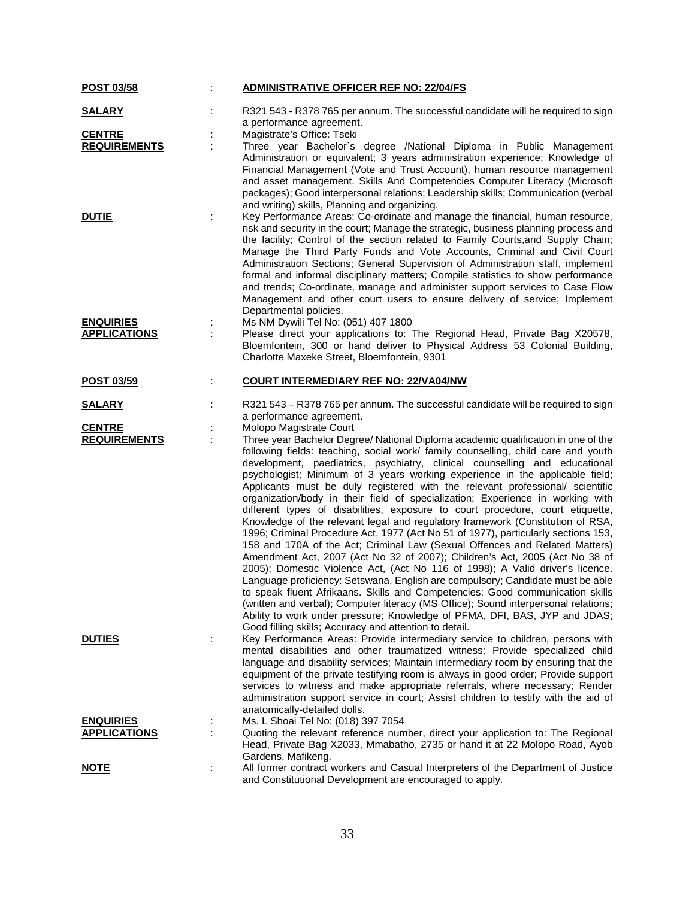**POST 03/58** : **ADMINISTRATIVE OFFICER REF NO: 22/04/FS**

**SALARY** : R321 543 - R378 765 per annum. The successful candidate will be required to sign a performance agreement.

**CENTRE** : Magistrate's Office: Tseki

**REQUIREMENTS** : Three year Bachelor`s degree /National Diploma in Public Management Administration or equivalent; 3 years administration experience; Knowledge of Financial Management (Vote and Trust Account), human resource management and asset management. Skills And Competencies Computer Literacy (Microsoft packages); Good interpersonal relations; Leadership skills; Communication (verbal and writing) skills, Planning and organizing.

**DUTIE** : Key Performance Areas: Co-ordinate and manage the financial, human resource, risk and security in the court; Manage the strategic, business planning process and the facility; Control of the section related to Family Courts,and Supply Chain; Manage the Third Party Funds and Vote Accounts, Criminal and Civil Court Administration Sections; General Supervision of Administration staff, implement formal and informal disciplinary matters; Compile statistics to show performance and trends; Co-ordinate, manage and administer support services to Case Flow Management and other court users to ensure delivery of service; Implement Departmental policies.

**ENQUIRIES** : Ms NM Dywili Tel No: (051) 407 1800

**APPLICATIONS** : Please direct your applications to: The Regional Head, Private Bag X20578, Bloemfontein, 300 or hand deliver to Physical Address 53 Colonial Building, Charlotte Maxeke Street, Bloemfontein, 9301

**POST 03/59** : **COURT INTERMEDIARY REF NO: 22/VA04/NW**

**SALARY** : R321 543 – R378 765 per annum. The successful candidate will be required to sign a performance agreement.

**CENTRE** : Molopo Magistrate Court

**REQUIREMENTS** : Three year Bachelor Degree/ National Diploma academic qualification in one of the following fields: teaching, social work/ family counselling, child care and youth development, paediatrics, psychiatry, clinical counselling and educational psychologist; Minimum of 3 years working experience in the applicable field; Applicants must be duly registered with the relevant professional/ scientific organization/body in their field of specialization; Experience in working with different types of disabilities, exposure to court procedure, court etiquette, Knowledge of the relevant legal and regulatory framework (Constitution of RSA, 1996; Criminal Procedure Act, 1977 (Act No 51 of 1977), particularly sections 153, 158 and 170A of the Act; Criminal Law (Sexual Offences and Related Matters) Amendment Act, 2007 (Act No 32 of 2007); Children's Act, 2005 (Act No 38 of 2005); Domestic Violence Act, (Act No 116 of 1998); A Valid driver's licence. Language proficiency: Setswana, English are compulsory; Candidate must be able to speak fluent Afrikaans. Skills and Competencies: Good communication skills (written and verbal); Computer literacy (MS Office); Sound interpersonal relations; Ability to work under pressure; Knowledge of PFMA, DFI, BAS, JYP and JDAS; Good filling skills; Accuracy and attention to detail.

**DUTIES** : Key Performance Areas: Provide intermediary service to children, persons with mental disabilities and other traumatized witness; Provide specialized child language and disability services; Maintain intermediary room by ensuring that the equipment of the private testifying room is always in good order; Provide support services to witness and make appropriate referrals, where necessary; Render administration support service in court; Assist children to testify with the aid of anatomically-detailed dolls.

**ENQUIRIES** : Ms. L Shoai Tel No: (018) 397 7054

**APPLICATIONS** : Quoting the relevant reference number, direct your application to: The Regional Head, Private Bag X2033, Mmabatho, 2735 or hand it at 22 Molopo Road, Ayob Gardens, Mafikeng.

**NOTE** : All former contract workers and Casual Interpreters of the Department of Justice and Constitutional Development are encouraged to apply.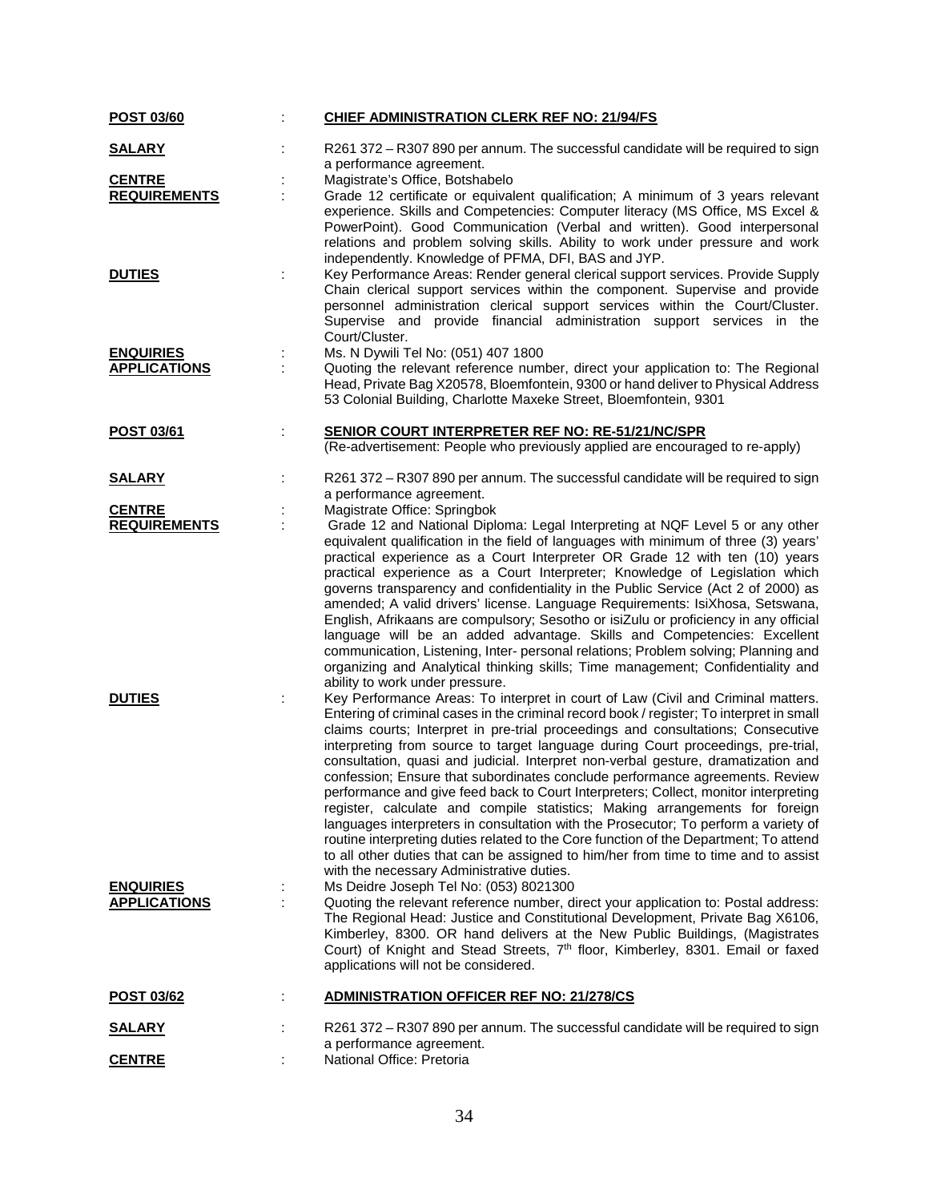**POST 03/60** : **CHIEF ADMINISTRATION CLERK REF NO: 21/94/FS**

**SALARY** : R261 372 – R307 890 per annum. The successful candidate will be required to sign a performance agreement.

**CENTRE** : Magistrate's Office, Botshabelo

**REQUIREMENTS** : Grade 12 certificate or equivalent qualification; A minimum of 3 years relevant experience. Skills and Competencies: Computer literacy (MS Office, MS Excel & PowerPoint). Good Communication (Verbal and written). Good interpersonal relations and problem solving skills. Ability to work under pressure and work independently. Knowledge of PFMA, DFI, BAS and JYP.

**DUTIES** : Key Performance Areas: Render general clerical support services. Provide Supply Chain clerical support services within the component. Supervise and provide personnel administration clerical support services within the Court/Cluster. Supervise and provide financial administration support services in the Court/Cluster.

**ENQUIRIES** : Ms. N Dywili Tel No: (051) 407 1800

**APPLICATIONS** : Quoting the relevant reference number, direct your application to: The Regional Head, Private Bag X20578, Bloemfontein, 9300 or hand deliver to Physical Address 53 Colonial Building, Charlotte Maxeke Street, Bloemfontein, 9301

**POST 03/61** : **SENIOR COURT INTERPRETER REF NO: RE-51/21/NC/SPR**
(Re-advertisement: People who previously applied are encouraged to re-apply)

**SALARY** : R261 372 – R307 890 per annum. The successful candidate will be required to sign a performance agreement.

**CENTRE** : Magistrate Office: Springbok

**REQUIREMENTS** : Grade 12 and National Diploma: Legal Interpreting at NQF Level 5 or any other equivalent qualification in the field of languages with minimum of three (3) years' practical experience as a Court Interpreter OR Grade 12 with ten (10) years practical experience as a Court Interpreter; Knowledge of Legislation which governs transparency and confidentiality in the Public Service (Act 2 of 2000) as amended; A valid drivers' license. Language Requirements: IsiXhosa, Setswana, English, Afrikaans are compulsory; Sesotho or isiZulu or proficiency in any official language will be an added advantage. Skills and Competencies: Excellent communication, Listening, Inter- personal relations; Problem solving; Planning and organizing and Analytical thinking skills; Time management; Confidentiality and ability to work under pressure.

**DUTIES** : Key Performance Areas: To interpret in court of Law (Civil and Criminal matters. Entering of criminal cases in the criminal record book / register; To interpret in small claims courts; Interpret in pre-trial proceedings and consultations; Consecutive interpreting from source to target language during Court proceedings, pre-trial, consultation, quasi and judicial. Interpret non-verbal gesture, dramatization and confession; Ensure that subordinates conclude performance agreements. Review performance and give feed back to Court Interpreters; Collect, monitor interpreting register, calculate and compile statistics; Making arrangements for foreign languages interpreters in consultation with the Prosecutor; To perform a variety of routine interpreting duties related to the Core function of the Department; To attend to all other duties that can be assigned to him/her from time to time and to assist with the necessary Administrative duties.

**ENQUIRIES** : Ms Deidre Joseph Tel No: (053) 8021300

**APPLICATIONS** : Quoting the relevant reference number, direct your application to: Postal address: The Regional Head: Justice and Constitutional Development, Private Bag X6106, Kimberley, 8300. OR hand delivers at the New Public Buildings, (Magistrates Court) of Knight and Stead Streets, 7th floor, Kimberley, 8301. Email or faxed applications will not be considered.

**POST 03/62** : **ADMINISTRATION OFFICER REF NO: 21/278/CS**

**SALARY** : R261 372 – R307 890 per annum. The successful candidate will be required to sign a performance agreement.

**CENTRE** : National Office: Pretoria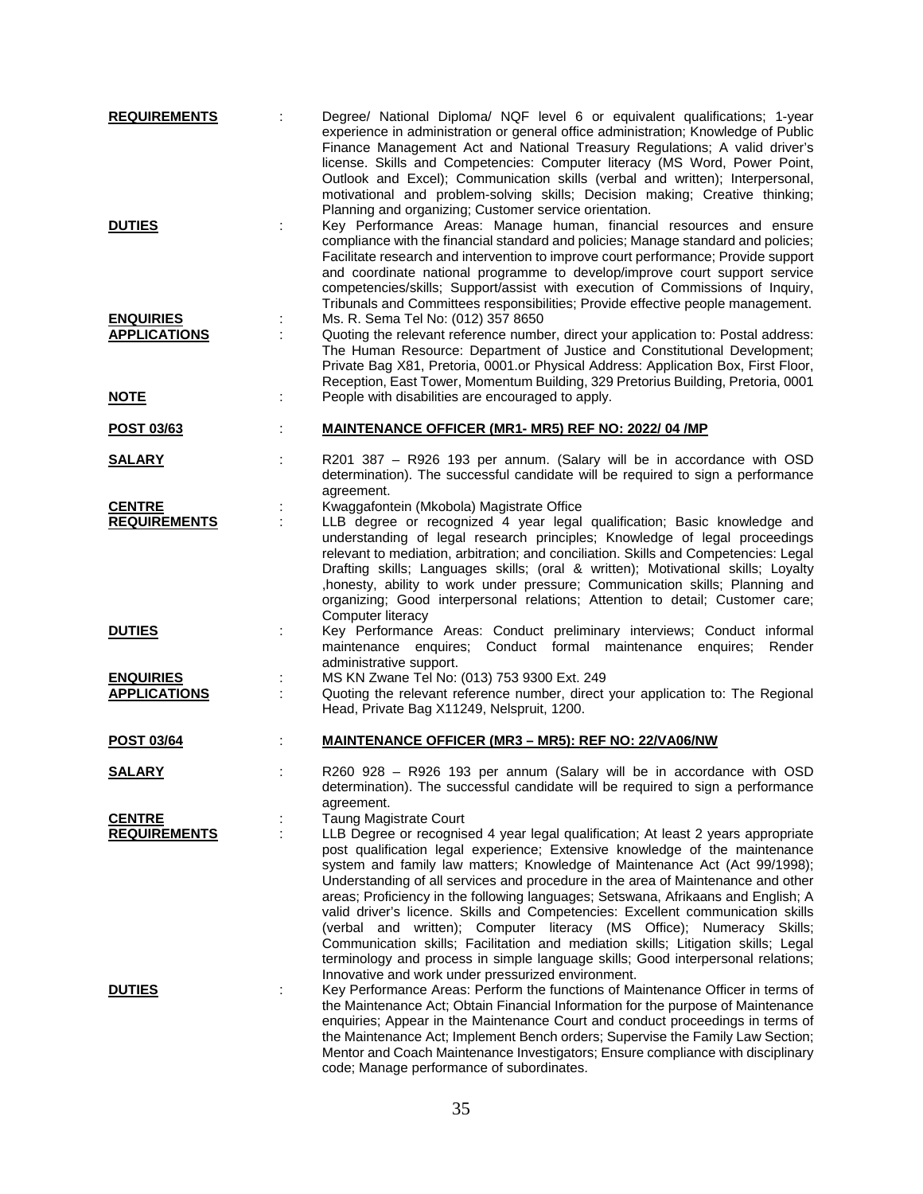**REQUIREMENTS** : Degree/ National Diploma/ NQF level 6 or equivalent qualifications; 1-year experience in administration or general office administration; Knowledge of Public Finance Management Act and National Treasury Regulations; A valid driver's license. Skills and Competencies: Computer literacy (MS Word, Power Point, Outlook and Excel); Communication skills (verbal and written); Interpersonal, motivational and problem-solving skills; Decision making; Creative thinking; Planning and organizing; Customer service orientation.

**DUTIES** : Key Performance Areas: Manage human, financial resources and ensure compliance with the financial standard and policies; Manage standard and policies; Facilitate research and intervention to improve court performance; Provide support and coordinate national programme to develop/improve court support service competencies/skills; Support/assist with execution of Commissions of Inquiry, Tribunals and Committees responsibilities; Provide effective people management.

**ENQUIRIES** : Ms. R. Sema Tel No: (012) 357 8650

**APPLICATIONS** : Quoting the relevant reference number, direct your application to: Postal address: The Human Resource: Department of Justice and Constitutional Development; Private Bag X81, Pretoria, 0001.or Physical Address: Application Box, First Floor, Reception, East Tower, Momentum Building, 329 Pretorius Building, Pretoria, 0001

**NOTE** : People with disabilities are encouraged to apply.

**POST 03/63** : **MAINTENANCE OFFICER (MR1- MR5) REF NO: 2022/ 04 /MP**

**SALARY** : R201 387 – R926 193 per annum. (Salary will be in accordance with OSD determination). The successful candidate will be required to sign a performance agreement.

**CENTRE** : Kwaggafontein (Mkobola) Magistrate Office

**REQUIREMENTS** : LLB degree or recognized 4 year legal qualification; Basic knowledge and understanding of legal research principles; Knowledge of legal proceedings relevant to mediation, arbitration; and conciliation. Skills and Competencies: Legal Drafting skills; Languages skills; (oral & written); Motivational skills; Loyalty ,honesty, ability to work under pressure; Communication skills; Planning and organizing; Good interpersonal relations; Attention to detail; Customer care; Computer literacy

**DUTIES** : Key Performance Areas: Conduct preliminary interviews; Conduct informal maintenance enquires; Conduct formal maintenance enquires; Render administrative support.

**ENQUIRIES** : MS KN Zwane Tel No: (013) 753 9300 Ext. 249

**APPLICATIONS** : Quoting the relevant reference number, direct your application to: The Regional Head, Private Bag X11249, Nelspruit, 1200.

**POST 03/64** : **MAINTENANCE OFFICER (MR3 – MR5): REF NO: 22/VA06/NW**

**SALARY** : R260 928 – R926 193 per annum (Salary will be in accordance with OSD determination). The successful candidate will be required to sign a performance agreement.

**CENTRE** : Taung Magistrate Court

**REQUIREMENTS** : LLB Degree or recognised 4 year legal qualification; At least 2 years appropriate post qualification legal experience; Extensive knowledge of the maintenance system and family law matters; Knowledge of Maintenance Act (Act 99/1998); Understanding of all services and procedure in the area of Maintenance and other areas; Proficiency in the following languages; Setswana, Afrikaans and English; A valid driver's licence. Skills and Competencies: Excellent communication skills (verbal and written); Computer literacy (MS Office); Numeracy Skills; Communication skills; Facilitation and mediation skills; Litigation skills; Legal terminology and process in simple language skills; Good interpersonal relations; Innovative and work under pressurized environment.

**DUTIES** : Key Performance Areas: Perform the functions of Maintenance Officer in terms of the Maintenance Act; Obtain Financial Information for the purpose of Maintenance enquiries; Appear in the Maintenance Court and conduct proceedings in terms of the Maintenance Act; Implement Bench orders; Supervise the Family Law Section; Mentor and Coach Maintenance Investigators; Ensure compliance with disciplinary code; Manage performance of subordinates.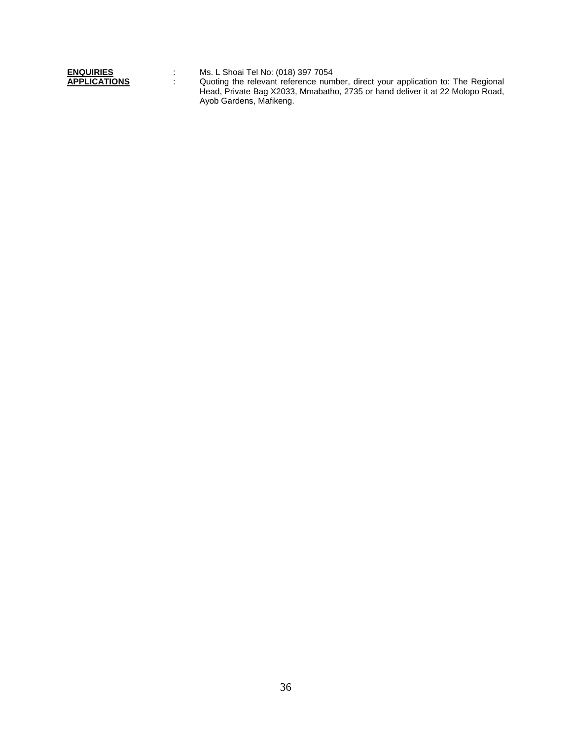**ENQUIRIES** : Ms. L Shoai Tel No: (018) 397 7054

**APPLICATIONS** : Quoting the relevant reference number, direct your application to: The Regional Head, Private Bag X2033, Mmabatho, 2735 or hand deliver it at 22 Molopo Road, Ayob Gardens, Mafikeng.